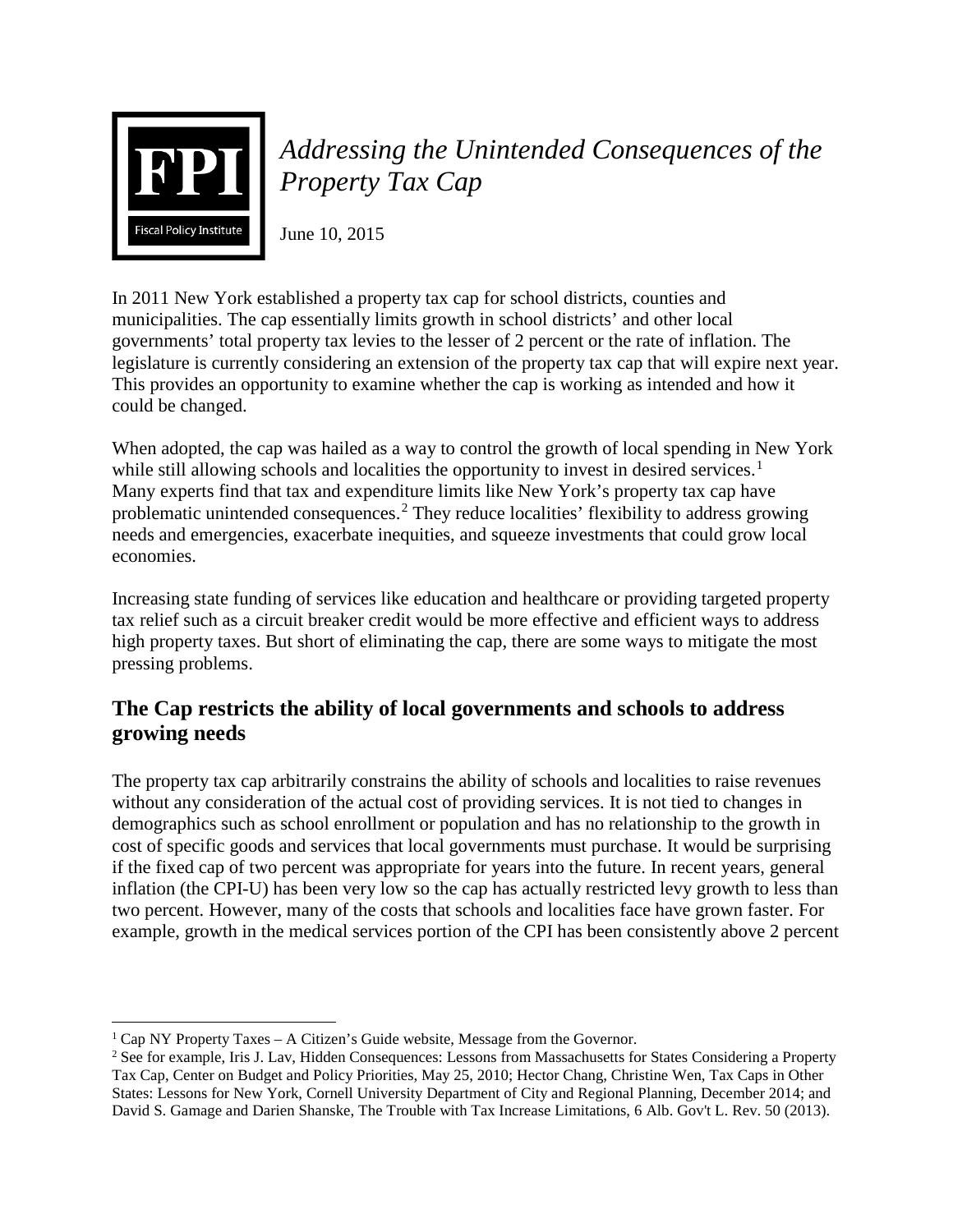# *Addressing the Unintended Consequences of the Property Tax Cap*

June 10, 2015

In 2011 New York established a property tax cap for school districts, counties and municipalities. The cap essentially limits growth in school districts' and other local governments' total property tax levies to the lesser of 2 percent or the rate of inflation. The legislature is currently considering an extension of the property tax cap that will expire next year. This provides an opportunity to examine whether the cap is working as intended and how it could be changed.

When adopted, the cap was hailed as a way to control the growth of local spending in New York while still allowing schools and localities the opportunity to invest in desired services.[1] Many experts find that tax and expenditure limits like New York's property tax cap have problematic unintended consequences.[2] They reduce localities' flexibility to address growing needs and emergencies, exacerbate inequities, and squeeze investments that could grow local economies.

Increasing state funding of services like education and healthcare or providing targeted property tax relief such as a circuit breaker credit would be more effective and efficient ways to address high property taxes. But short of eliminating the cap, there are some ways to mitigate the most pressing problems.

## The Cap restricts the ability of local governments and schools to address growing needs

The property tax cap arbitrarily constrains the ability of schools and localities to raise revenues without any consideration of the actual cost of providing services. It is not tied to changes in demographics such as school enrollment or population and has no relationship to the growth in cost of specific goods and services that local governments must purchase. It would be surprising if the fixed cap of two percent was appropriate for years into the future. In recent years, general inflation (the CPI-U) has been very low so the cap has actually restricted levy growth to less than two percent. However, many of the costs that schools and localities face have grown faster. For example, growth in the medical services portion of the CPI has been consistently above 2 percent

---

[1] Cap NY Property Taxes – A Citizen's Guide website, Message from the Governor.

[2] See for example, Iris J. Lav, Hidden Consequences: Lessons from Massachusetts for States Considering a Property Tax Cap, Center on Budget and Policy Priorities, May 25, 2010; Hector Chang, Christine Wen, Tax Caps in Other States: Lessons for New York, Cornell University Department of City and Regional Planning, December 2014; and David S. Gamage and Darien Shanske, The Trouble with Tax Increase Limitations, 6 Alb. Gov't L. Rev. 50 (2013).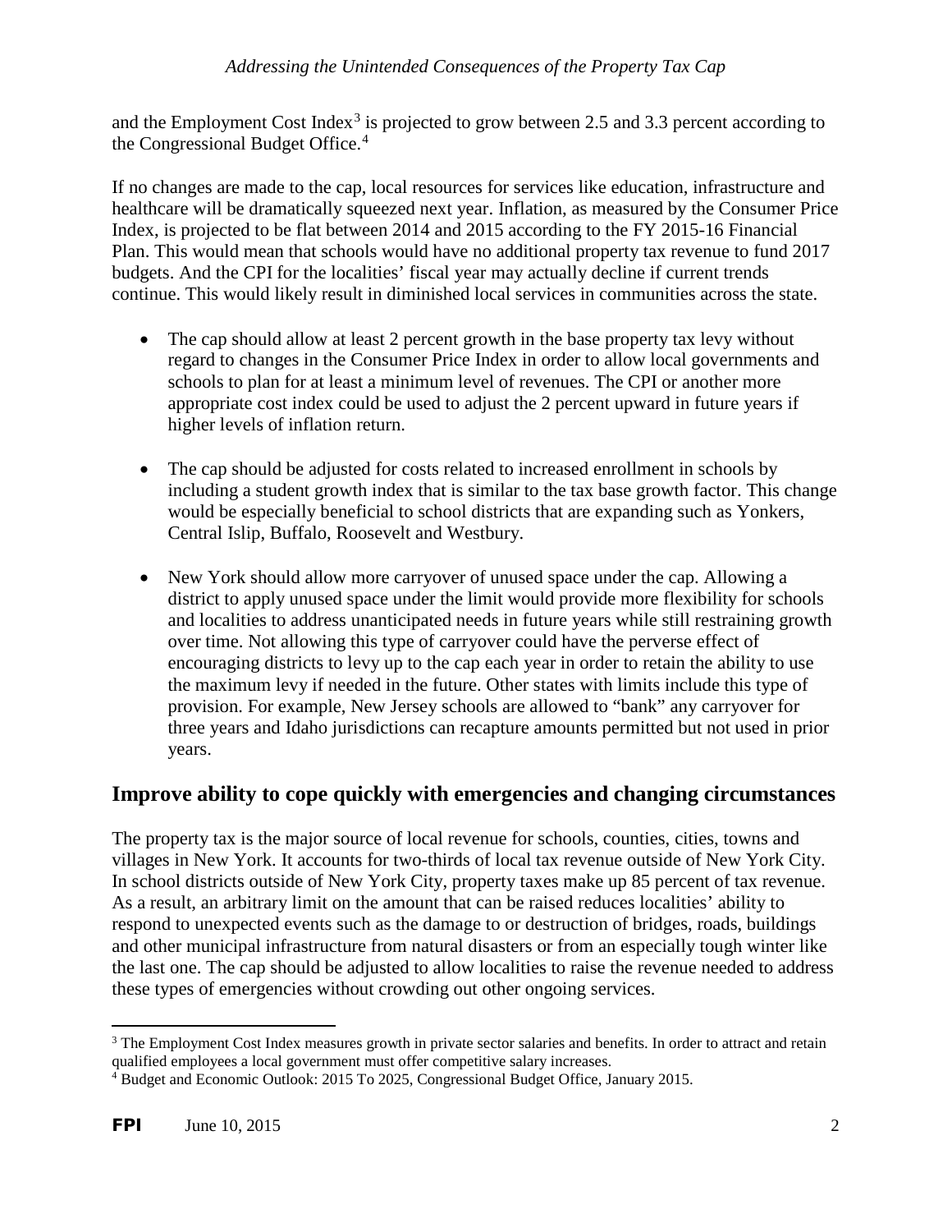and the Employment Cost Index[3] is projected to grow between 2.5 and 3.3 percent according to the Congressional Budget Office.[4]

If no changes are made to the cap, local resources for services like education, infrastructure and healthcare will be dramatically squeezed next year. Inflation, as measured by the Consumer Price Index, is projected to be flat between 2014 and 2015 according to the FY 2015-16 Financial Plan. This would mean that schools would have no additional property tax revenue to fund 2017 budgets. And the CPI for the localities' fiscal year may actually decline if current trends continue. This would likely result in diminished local services in communities across the state.

- The cap should allow at least 2 percent growth in the base property tax levy without regard to changes in the Consumer Price Index in order to allow local governments and schools to plan for at least a minimum level of revenues. The CPI or another more appropriate cost index could be used to adjust the 2 percent upward in future years if higher levels of inflation return.

- The cap should be adjusted for costs related to increased enrollment in schools by including a student growth index that is similar to the tax base growth factor. This change would be especially beneficial to school districts that are expanding such as Yonkers, Central Islip, Buffalo, Roosevelt and Westbury.

- New York should allow more carryover of unused space under the cap. Allowing a district to apply unused space under the limit would provide more flexibility for schools and localities to address unanticipated needs in future years while still restraining growth over time. Not allowing this type of carryover could have the perverse effect of encouraging districts to levy up to the cap each year in order to retain the ability to use the maximum levy if needed in the future. Other states with limits include this type of provision. For example, New Jersey schools are allowed to "bank" any carryover for three years and Idaho jurisdictions can recapture amounts permitted but not used in prior years.

## Improve ability to cope quickly with emergencies and changing circumstances

The property tax is the major source of local revenue for schools, counties, cities, towns and villages in New York. It accounts for two-thirds of local tax revenue outside of New York City. In school districts outside of New York City, property taxes make up 85 percent of tax revenue. As a result, an arbitrary limit on the amount that can be raised reduces localities' ability to respond to unexpected events such as the damage to or destruction of bridges, roads, buildings and other municipal infrastructure from natural disasters or from an especially tough winter like the last one. The cap should be adjusted to allow localities to raise the revenue needed to address these types of emergencies without crowding out other ongoing services.

---

[3] The Employment Cost Index measures growth in private sector salaries and benefits. In order to attract and retain qualified employees a local government must offer competitive salary increases.

[4] Budget and Economic Outlook: 2015 To 2025, Congressional Budget Office, January 2015.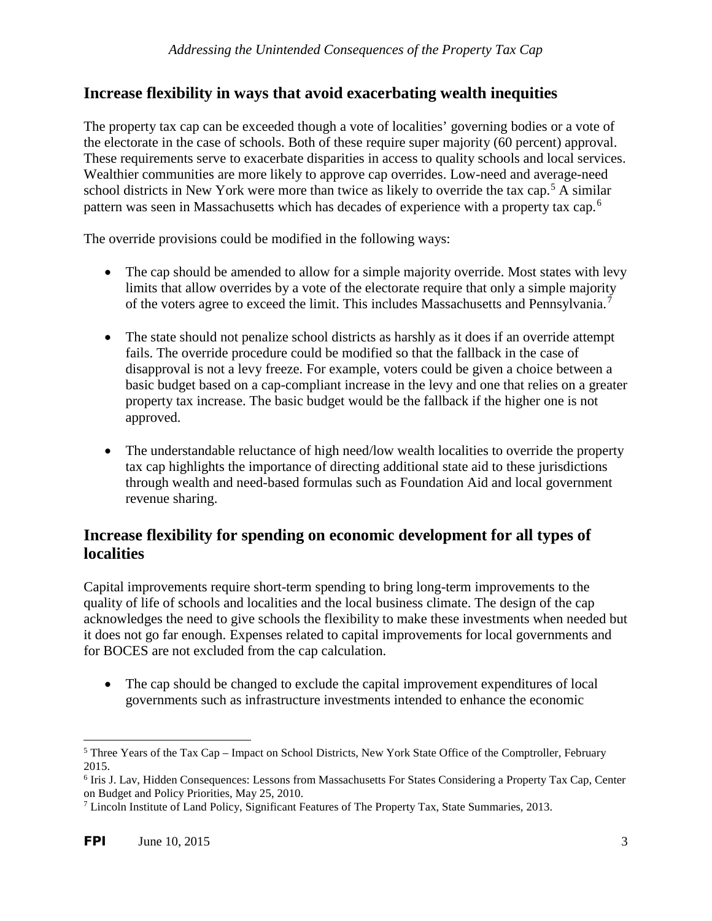## Increase flexibility in ways that avoid exacerbating wealth inequities

The property tax cap can be exceeded though a vote of localities' governing bodies or a vote of the electorate in the case of schools. Both of these require super majority (60 percent) approval. These requirements serve to exacerbate disparities in access to quality schools and local services. Wealthier communities are more likely to approve cap overrides. Low-need and average-need school districts in New York were more than twice as likely to override the tax cap.[5] A similar pattern was seen in Massachusetts which has decades of experience with a property tax cap.[6]

The override provisions could be modified in the following ways:

- The cap should be amended to allow for a simple majority override. Most states with levy limits that allow overrides by a vote of the electorate require that only a simple majority of the voters agree to exceed the limit. This includes Massachusetts and Pennsylvania.[7]

- The state should not penalize school districts as harshly as it does if an override attempt fails. The override procedure could be modified so that the fallback in the case of disapproval is not a levy freeze. For example, voters could be given a choice between a basic budget based on a cap-compliant increase in the levy and one that relies on a greater property tax increase. The basic budget would be the fallback if the higher one is not approved.

- The understandable reluctance of high need/low wealth localities to override the property tax cap highlights the importance of directing additional state aid to these jurisdictions through wealth and need-based formulas such as Foundation Aid and local government revenue sharing.

## Increase flexibility for spending on economic development for all types of localities

Capital improvements require short-term spending to bring long-term improvements to the quality of life of schools and localities and the local business climate. The design of the cap acknowledges the need to give schools the flexibility to make these investments when needed but it does not go far enough. Expenses related to capital improvements for local governments and for BOCES are not excluded from the cap calculation.

- The cap should be changed to exclude the capital improvement expenditures of local governments such as infrastructure investments intended to enhance the economic

---

[5] Three Years of the Tax Cap – Impact on School Districts, New York State Office of the Comptroller, February 2015.

[6] Iris J. Lav, Hidden Consequences: Lessons from Massachusetts For States Considering a Property Tax Cap, Center on Budget and Policy Priorities, May 25, 2010.

[7] Lincoln Institute of Land Policy, Significant Features of The Property Tax, State Summaries, 2013.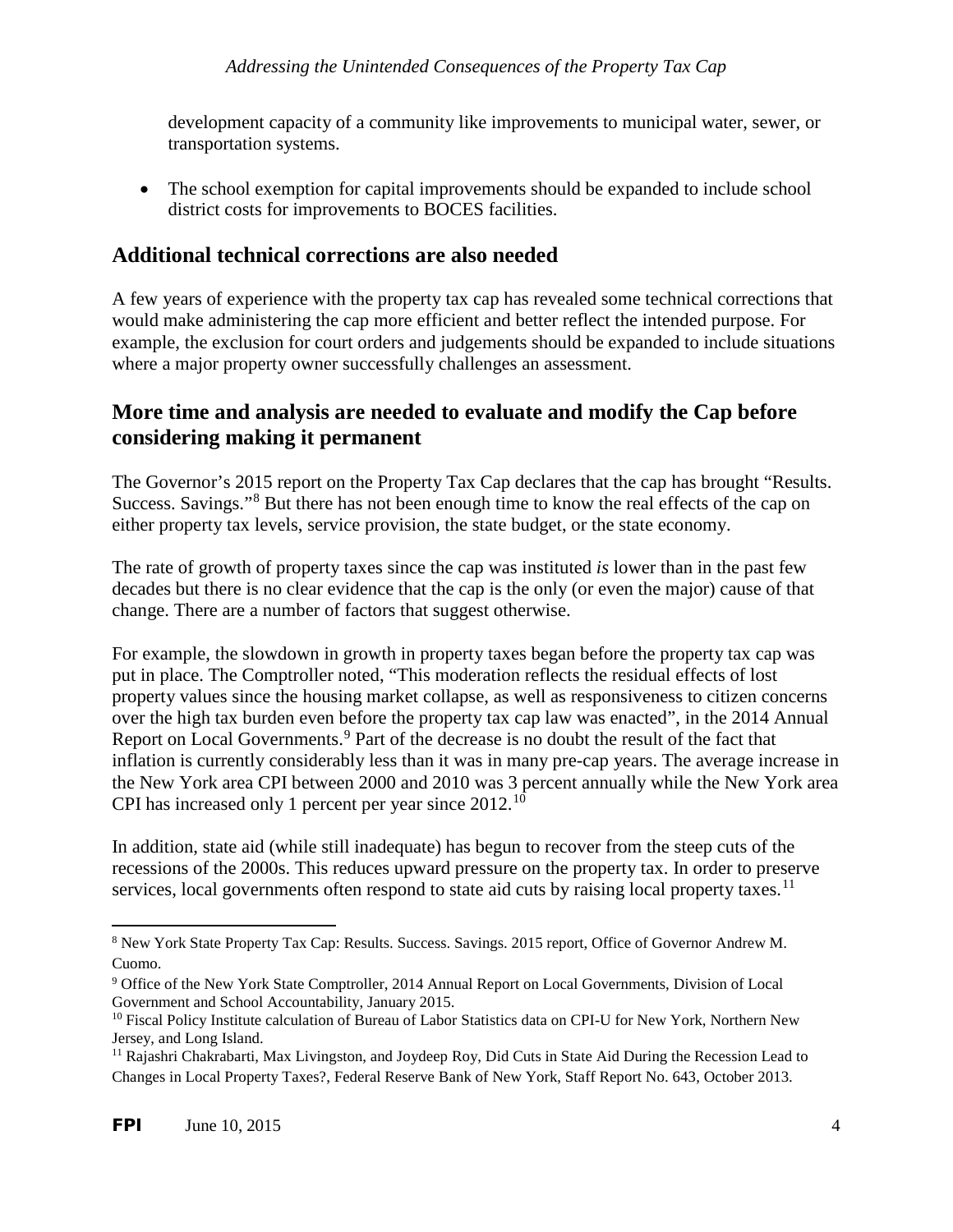development capacity of a community like improvements to municipal water, sewer, or transportation systems.

- The school exemption for capital improvements should be expanded to include school district costs for improvements to BOCES facilities.

## Additional technical corrections are also needed

A few years of experience with the property tax cap has revealed some technical corrections that would make administering the cap more efficient and better reflect the intended purpose. For example, the exclusion for court orders and judgements should be expanded to include situations where a major property owner successfully challenges an assessment.

## More time and analysis are needed to evaluate and modify the Cap before considering making it permanent

The Governor's 2015 report on the Property Tax Cap declares that the cap has brought "Results. Success. Savings."[8] But there has not been enough time to know the real effects of the cap on either property tax levels, service provision, the state budget, or the state economy.

The rate of growth of property taxes since the cap was instituted *is* lower than in the past few decades but there is no clear evidence that the cap is the only (or even the major) cause of that change. There are a number of factors that suggest otherwise.

For example, the slowdown in growth in property taxes began before the property tax cap was put in place. The Comptroller noted, "This moderation reflects the residual effects of lost property values since the housing market collapse, as well as responsiveness to citizen concerns over the high tax burden even before the property tax cap law was enacted", in the 2014 Annual Report on Local Governments.[9] Part of the decrease is no doubt the result of the fact that inflation is currently considerably less than it was in many pre-cap years. The average increase in the New York area CPI between 2000 and 2010 was 3 percent annually while the New York area CPI has increased only 1 percent per year since 2012.[10]

In addition, state aid (while still inadequate) has begun to recover from the steep cuts of the recessions of the 2000s. This reduces upward pressure on the property tax. In order to preserve services, local governments often respond to state aid cuts by raising local property taxes.[11]

---

[8] New York State Property Tax Cap: Results. Success. Savings. 2015 report, Office of Governor Andrew M. Cuomo.

[9] Office of the New York State Comptroller, 2014 Annual Report on Local Governments, Division of Local Government and School Accountability, January 2015.

[10] Fiscal Policy Institute calculation of Bureau of Labor Statistics data on CPI-U for New York, Northern New Jersey, and Long Island.

[11] Rajashri Chakrabarti, Max Livingston, and Joydeep Roy, Did Cuts in State Aid During the Recession Lead to Changes in Local Property Taxes?, Federal Reserve Bank of New York, Staff Report No. 643, October 2013.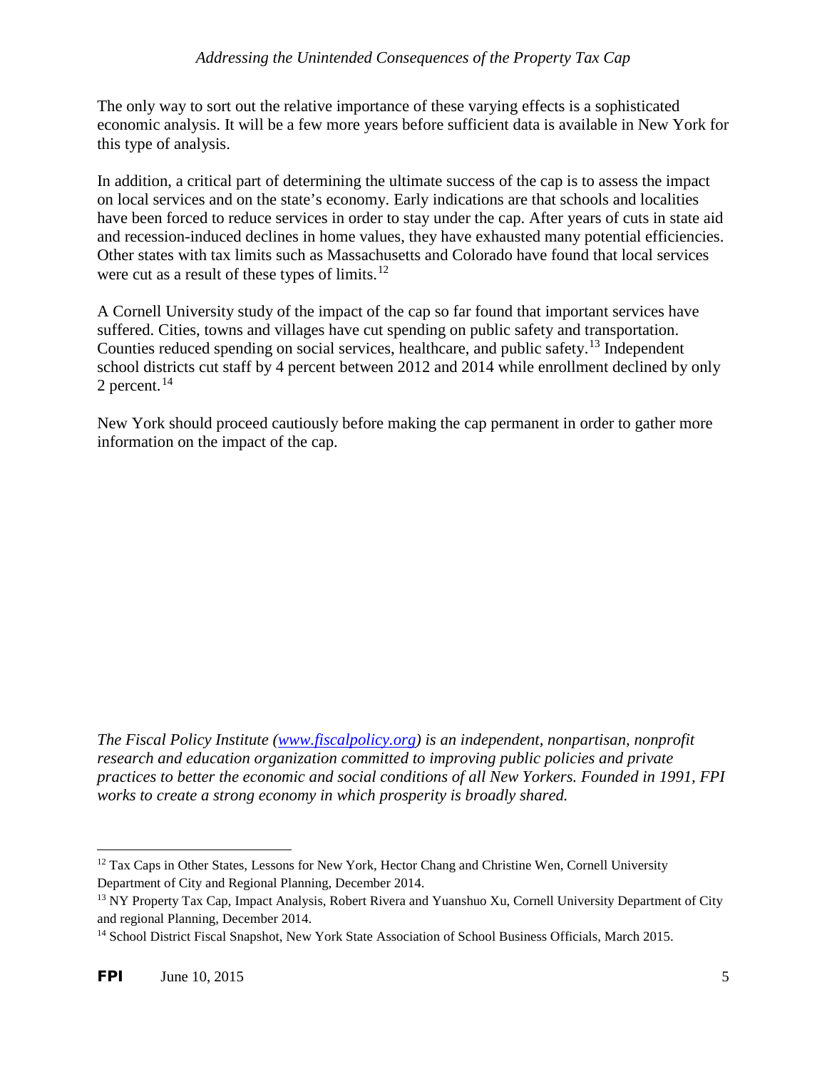The only way to sort out the relative importance of these varying effects is a sophisticated economic analysis. It will be a few more years before sufficient data is available in New York for this type of analysis.

In addition, a critical part of determining the ultimate success of the cap is to assess the impact on local services and on the state's economy. Early indications are that schools and localities have been forced to reduce services in order to stay under the cap. After years of cuts in state aid and recession-induced declines in home values, they have exhausted many potential efficiencies. Other states with tax limits such as Massachusetts and Colorado have found that local services were cut as a result of these types of limits.[12]

A Cornell University study of the impact of the cap so far found that important services have suffered. Cities, towns and villages have cut spending on public safety and transportation. Counties reduced spending on social services, healthcare, and public safety.[13] Independent school districts cut staff by 4 percent between 2012 and 2014 while enrollment declined by only 2 percent.[14]

New York should proceed cautiously before making the cap permanent in order to gather more information on the impact of the cap.

*The Fiscal Policy Institute ([www.fiscalpolicy.org](http://www.fiscalpolicy.org)) is an independent, nonpartisan, nonprofit research and education organization committed to improving public policies and private practices to better the economic and social conditions of all New Yorkers. Founded in 1991, FPI works to create a strong economy in which prosperity is broadly shared.*

---

[12] Tax Caps in Other States, Lessons for New York, Hector Chang and Christine Wen, Cornell University Department of City and Regional Planning, December 2014.

[13] NY Property Tax Cap, Impact Analysis, Robert Rivera and Yuanshuo Xu, Cornell University Department of City and regional Planning, December 2014.

[14] School District Fiscal Snapshot, New York State Association of School Business Officials, March 2015.